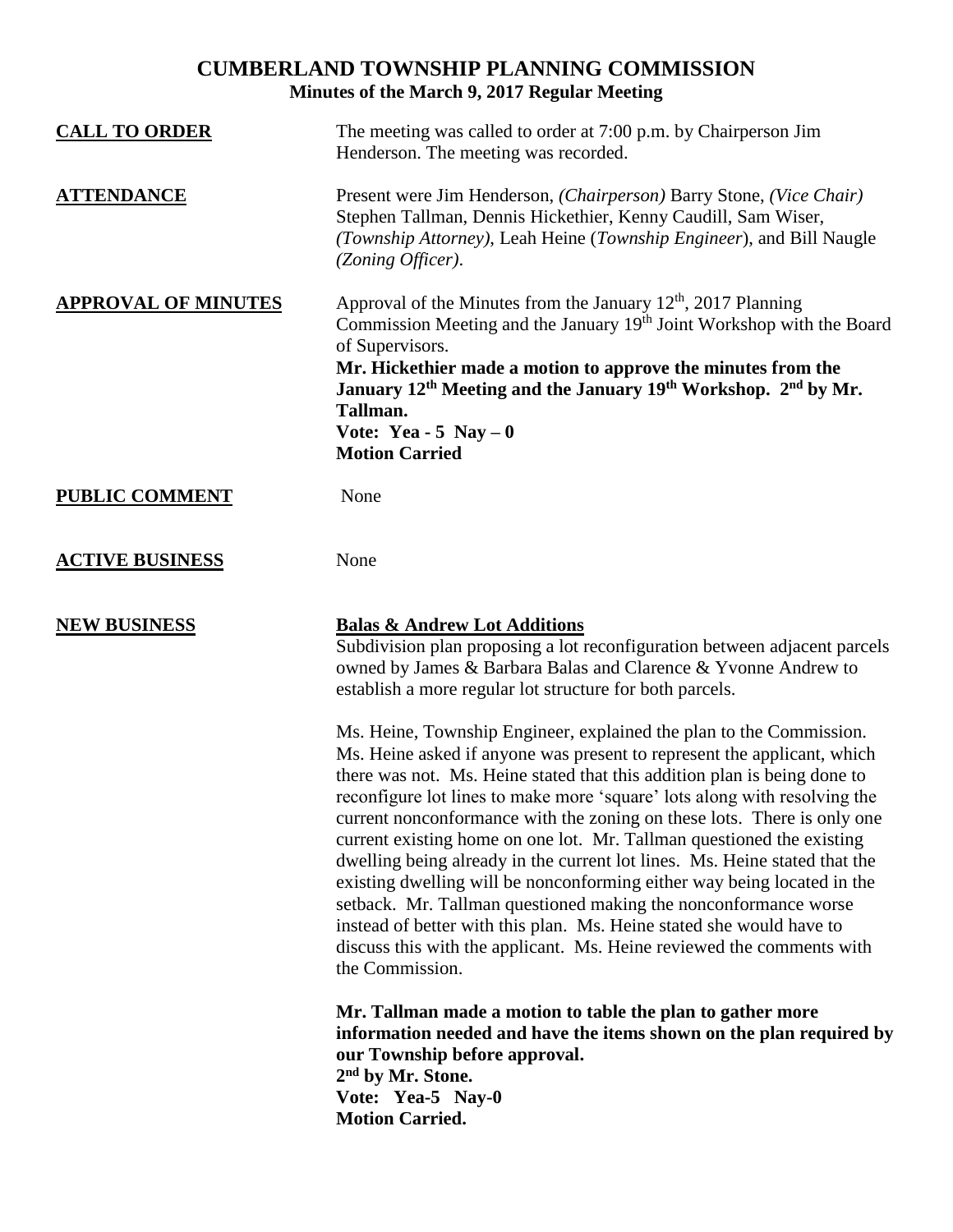# CUMBERLAND TOWNSHIP PLANNING COMMISSION

## Minutes of the March 9, 2017 Regular Meeting

**CALL TO ORDER**

The meeting was called to order at 7:00 p.m. by Chairperson Jim Henderson. The meeting was recorded.

**ATTENDANCE**

Present were Jim Henderson, *(Chairperson)* Barry Stone, *(Vice Chair)* Stephen Tallman, Dennis Hickethier, Kenny Caudill, Sam Wiser, *(Township Attorney)*, Leah Heine (*Township Engineer*), and Bill Naugle *(Zoning Officer)*.

**APPROVAL OF MINUTES**

Approval of the Minutes from the January 12th, 2017 Planning Commission Meeting and the January 19th Joint Workshop with the Board of Supervisors.

**Mr. Hickethier made a motion to approve the minutes from the January 12th Meeting and the January 19th Workshop. 2nd by Mr. Tallman.**
**Vote: Yea - 5 Nay – 0**
**Motion Carried**

**PUBLIC COMMENT**

None

**ACTIVE BUSINESS**

None

**NEW BUSINESS**

**Balas & Andrew Lot Additions**

Subdivision plan proposing a lot reconfiguration between adjacent parcels owned by James & Barbara Balas and Clarence & Yvonne Andrew to establish a more regular lot structure for both parcels.

Ms. Heine, Township Engineer, explained the plan to the Commission. Ms. Heine asked if anyone was present to represent the applicant, which there was not. Ms. Heine stated that this addition plan is being done to reconfigure lot lines to make more 'square' lots along with resolving the current nonconformance with the zoning on these lots. There is only one current existing home on one lot. Mr. Tallman questioned the existing dwelling being already in the current lot lines. Ms. Heine stated that the existing dwelling will be nonconforming either way being located in the setback. Mr. Tallman questioned making the nonconformance worse instead of better with this plan. Ms. Heine stated she would have to discuss this with the applicant. Ms. Heine reviewed the comments with the Commission.

**Mr. Tallman made a motion to table the plan to gather more information needed and have the items shown on the plan required by our Township before approval.**
**2nd by Mr. Stone.**
**Vote: Yea-5 Nay-0**
**Motion Carried.**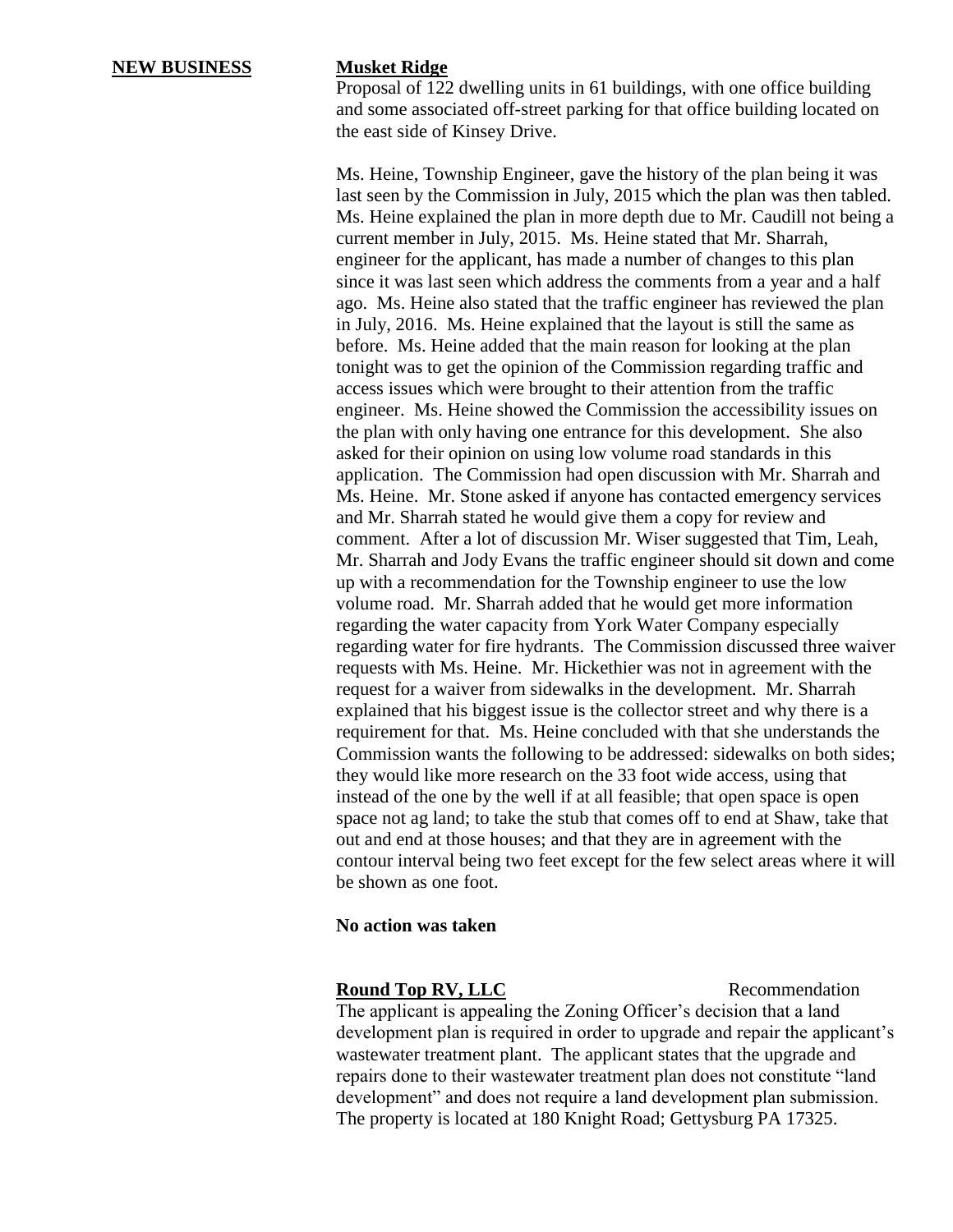**NEW BUSINESS**

**Musket Ridge**

Proposal of 122 dwelling units in 61 buildings, with one office building and some associated off-street parking for that office building located on the east side of Kinsey Drive.

Ms. Heine, Township Engineer, gave the history of the plan being it was last seen by the Commission in July, 2015 which the plan was then tabled. Ms. Heine explained the plan in more depth due to Mr. Caudill not being a current member in July, 2015. Ms. Heine stated that Mr. Sharrah, engineer for the applicant, has made a number of changes to this plan since it was last seen which address the comments from a year and a half ago. Ms. Heine also stated that the traffic engineer has reviewed the plan in July, 2016. Ms. Heine explained that the layout is still the same as before. Ms. Heine added that the main reason for looking at the plan tonight was to get the opinion of the Commission regarding traffic and access issues which were brought to their attention from the traffic engineer. Ms. Heine showed the Commission the accessibility issues on the plan with only having one entrance for this development. She also asked for their opinion on using low volume road standards in this application. The Commission had open discussion with Mr. Sharrah and Ms. Heine. Mr. Stone asked if anyone has contacted emergency services and Mr. Sharrah stated he would give them a copy for review and comment. After a lot of discussion Mr. Wiser suggested that Tim, Leah, Mr. Sharrah and Jody Evans the traffic engineer should sit down and come up with a recommendation for the Township engineer to use the low volume road. Mr. Sharrah added that he would get more information regarding the water capacity from York Water Company especially regarding water for fire hydrants. The Commission discussed three waiver requests with Ms. Heine. Mr. Hickethier was not in agreement with the request for a waiver from sidewalks in the development. Mr. Sharrah explained that his biggest issue is the collector street and why there is a requirement for that. Ms. Heine concluded with that she understands the Commission wants the following to be addressed: sidewalks on both sides; they would like more research on the 33 foot wide access, using that instead of the one by the well if at all feasible; that open space is open space not ag land; to take the stub that comes off to end at Shaw, take that out and end at those houses; and that they are in agreement with the contour interval being two feet except for the few select areas where it will be shown as one foot.

**No action was taken**

**Round Top RV, LLC** Recommendation

The applicant is appealing the Zoning Officer's decision that a land development plan is required in order to upgrade and repair the applicant's wastewater treatment plant. The applicant states that the upgrade and repairs done to their wastewater treatment plan does not constitute "land development" and does not require a land development plan submission. The property is located at 180 Knight Road; Gettysburg PA 17325.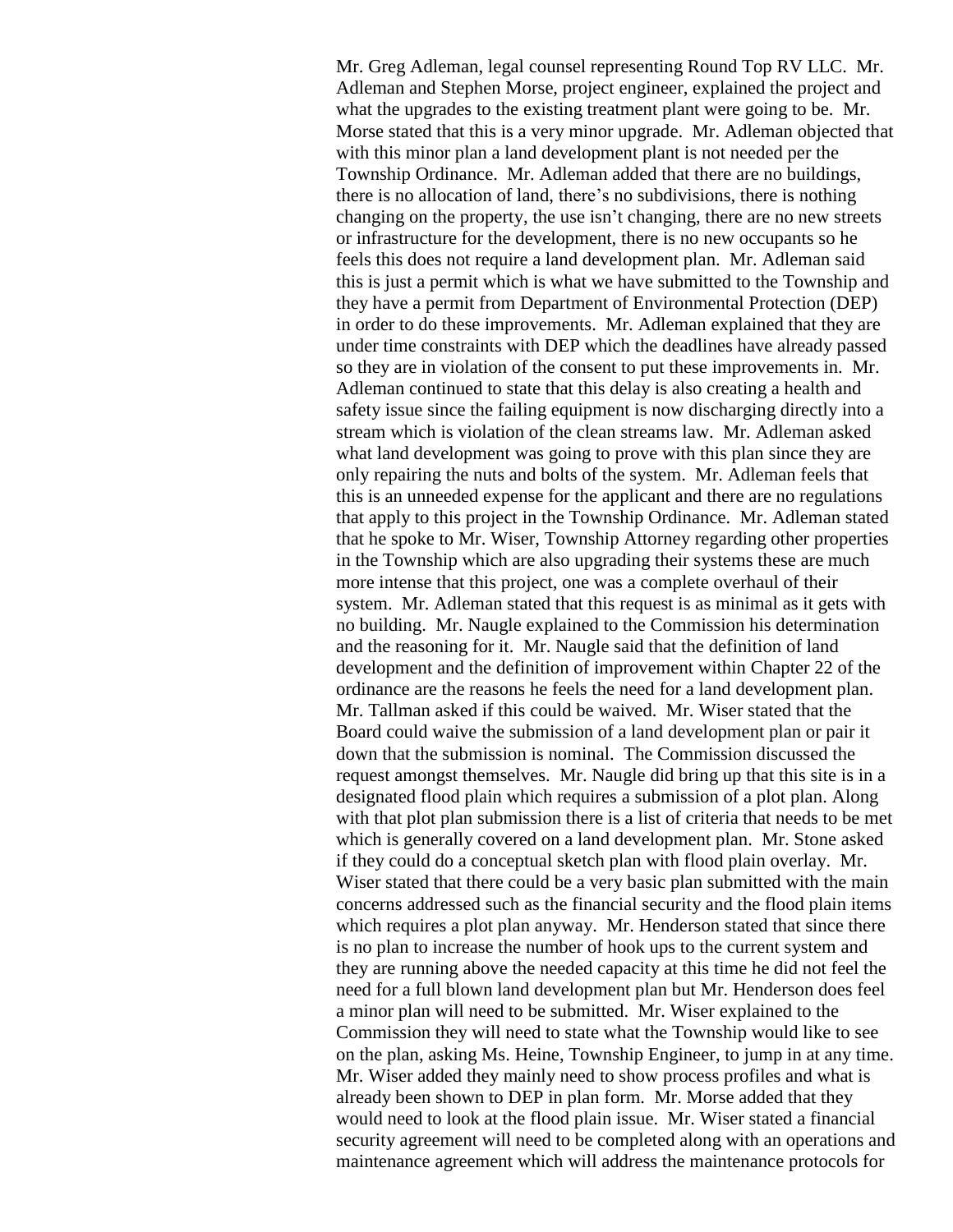Mr. Greg Adleman, legal counsel representing Round Top RV LLC. Mr. Adleman and Stephen Morse, project engineer, explained the project and what the upgrades to the existing treatment plant were going to be. Mr. Morse stated that this is a very minor upgrade. Mr. Adleman objected that with this minor plan a land development plant is not needed per the Township Ordinance. Mr. Adleman added that there are no buildings, there is no allocation of land, there's no subdivisions, there is nothing changing on the property, the use isn't changing, there are no new streets or infrastructure for the development, there is no new occupants so he feels this does not require a land development plan. Mr. Adleman said this is just a permit which is what we have submitted to the Township and they have a permit from Department of Environmental Protection (DEP) in order to do these improvements. Mr. Adleman explained that they are under time constraints with DEP which the deadlines have already passed so they are in violation of the consent to put these improvements in. Mr. Adleman continued to state that this delay is also creating a health and safety issue since the failing equipment is now discharging directly into a stream which is violation of the clean streams law. Mr. Adleman asked what land development was going to prove with this plan since they are only repairing the nuts and bolts of the system. Mr. Adleman feels that this is an unneeded expense for the applicant and there are no regulations that apply to this project in the Township Ordinance. Mr. Adleman stated that he spoke to Mr. Wiser, Township Attorney regarding other properties in the Township which are also upgrading their systems these are much more intense that this project, one was a complete overhaul of their system. Mr. Adleman stated that this request is as minimal as it gets with no building. Mr. Naugle explained to the Commission his determination and the reasoning for it. Mr. Naugle said that the definition of land development and the definition of improvement within Chapter 22 of the ordinance are the reasons he feels the need for a land development plan. Mr. Tallman asked if this could be waived. Mr. Wiser stated that the Board could waive the submission of a land development plan or pair it down that the submission is nominal. The Commission discussed the request amongst themselves. Mr. Naugle did bring up that this site is in a designated flood plain which requires a submission of a plot plan. Along with that plot plan submission there is a list of criteria that needs to be met which is generally covered on a land development plan. Mr. Stone asked if they could do a conceptual sketch plan with flood plain overlay. Mr. Wiser stated that there could be a very basic plan submitted with the main concerns addressed such as the financial security and the flood plain items which requires a plot plan anyway. Mr. Henderson stated that since there is no plan to increase the number of hook ups to the current system and they are running above the needed capacity at this time he did not feel the need for a full blown land development plan but Mr. Henderson does feel a minor plan will need to be submitted. Mr. Wiser explained to the Commission they will need to state what the Township would like to see on the plan, asking Ms. Heine, Township Engineer, to jump in at any time. Mr. Wiser added they mainly need to show process profiles and what is already been shown to DEP in plan form. Mr. Morse added that they would need to look at the flood plain issue. Mr. Wiser stated a financial security agreement will need to be completed along with an operations and maintenance agreement which will address the maintenance protocols for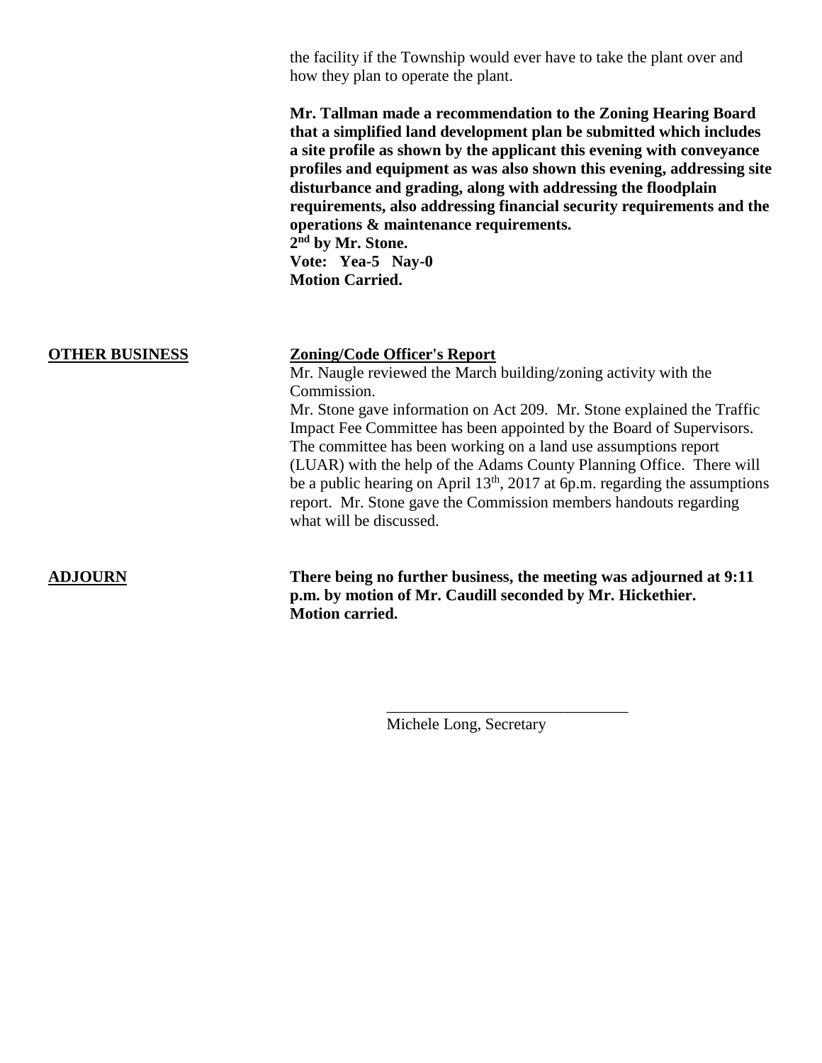the facility if the Township would ever have to take the plant over and how they plan to operate the plant.

**Mr. Tallman made a recommendation to the Zoning Hearing Board that a simplified land development plan be submitted which includes a site profile as shown by the applicant this evening with conveyance profiles and equipment as was also shown this evening, addressing site disturbance and grading, along with addressing the floodplain requirements, also addressing financial security requirements and the operations & maintenance requirements.**
**2nd by Mr. Stone.**
**Vote: Yea-5 Nay-0**
**Motion Carried.**

**OTHER BUSINESS**

**Zoning/Code Officer's Report**

Mr. Naugle reviewed the March building/zoning activity with the Commission.
Mr. Stone gave information on Act 209. Mr. Stone explained the Traffic Impact Fee Committee has been appointed by the Board of Supervisors. The committee has been working on a land use assumptions report (LUAR) with the help of the Adams County Planning Office. There will be a public hearing on April 13th, 2017 at 6p.m. regarding the assumptions report. Mr. Stone gave the Commission members handouts regarding what will be discussed.

**ADJOURN**

**There being no further business, the meeting was adjourned at 9:11 p.m. by motion of Mr. Caudill seconded by Mr. Hickethier. Motion carried.**

\_\_\_\_\_\_\_\_\_\_\_\_\_\_\_\_\_\_\_\_\_\_\_\_\_\_\_\_\_\_
Michele Long, Secretary